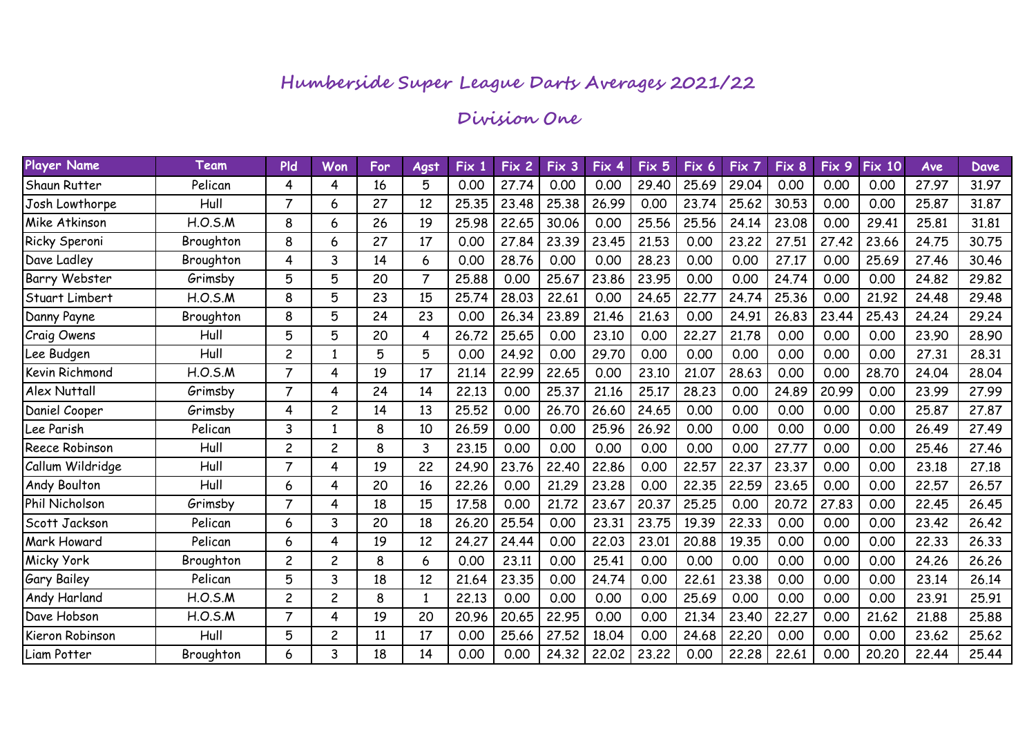# Humberside Super League Darts Averages 2021/22

## Division One

| Player Name | Team | Pld | Won | For | Agst | Fix 1 | Fix 2 | Fix 3 | Fix 4 | Fix 5 | Fix 6 | Fix 7 | Fix 8 | Fix 9 | Fix 10 | Ave | Dave |
|---|---|---|---|---|---|---|---|---|---|---|---|---|---|---|---|---|---|
| Shaun Rutter | Pelican | 4 | 4 | 16 | 5 | 0.00 | 27.74 | 0.00 | 0.00 | 29.40 | 25.69 | 29.04 | 0.00 | 0.00 | 0.00 | 27.97 | 31.97 |
| Josh Lowthorpe | Hull | 7 | 6 | 27 | 12 | 25.35 | 23.48 | 25.38 | 26.99 | 0.00 | 23.74 | 25.62 | 30.53 | 0.00 | 0.00 | 25.87 | 31.87 |
| Mike Atkinson | H.O.S.M | 8 | 6 | 26 | 19 | 25.98 | 22.65 | 30.06 | 0.00 | 25.56 | 25.56 | 24.14 | 23.08 | 0.00 | 29.41 | 25.81 | 31.81 |
| Ricky Speroni | Broughton | 8 | 6 | 27 | 17 | 0.00 | 27.84 | 23.39 | 23.45 | 21.53 | 0.00 | 23.22 | 27.51 | 27.42 | 23.66 | 24.75 | 30.75 |
| Dave Ladley | Broughton | 4 | 3 | 14 | 6 | 0.00 | 28.76 | 0.00 | 0.00 | 28.23 | 0.00 | 0.00 | 27.17 | 0.00 | 25.69 | 27.46 | 30.46 |
| Barry Webster | Grimsby | 5 | 5 | 20 | 7 | 25.88 | 0.00 | 25.67 | 23.86 | 23.95 | 0.00 | 0.00 | 24.74 | 0.00 | 0.00 | 24.82 | 29.82 |
| Stuart Limbert | H.O.S.M | 8 | 5 | 23 | 15 | 25.74 | 28.03 | 22.61 | 0.00 | 24.65 | 22.77 | 24.74 | 25.36 | 0.00 | 21.92 | 24.48 | 29.48 |
| Danny Payne | Broughton | 8 | 5 | 24 | 23 | 0.00 | 26.34 | 23.89 | 21.46 | 21.63 | 0.00 | 24.91 | 26.83 | 23.44 | 25.43 | 24.24 | 29.24 |
| Craig Owens | Hull | 5 | 5 | 20 | 4 | 26.72 | 25.65 | 0.00 | 23.10 | 0.00 | 22.27 | 21.78 | 0.00 | 0.00 | 0.00 | 23.90 | 28.90 |
| Lee Budgen | Hull | 2 | 1 | 5 | 5 | 0.00 | 24.92 | 0.00 | 29.70 | 0.00 | 0.00 | 0.00 | 0.00 | 0.00 | 0.00 | 27.31 | 28.31 |
| Kevin Richmond | H.O.S.M | 7 | 4 | 19 | 17 | 21.14 | 22.99 | 22.65 | 0.00 | 23.10 | 21.07 | 28.63 | 0.00 | 0.00 | 28.70 | 24.04 | 28.04 |
| Alex Nuttall | Grimsby | 7 | 4 | 24 | 14 | 22.13 | 0.00 | 25.37 | 21.16 | 25.17 | 28.23 | 0.00 | 24.89 | 20.99 | 0.00 | 23.99 | 27.99 |
| Daniel Cooper | Grimsby | 4 | 2 | 14 | 13 | 25.52 | 0.00 | 26.70 | 26.60 | 24.65 | 0.00 | 0.00 | 0.00 | 0.00 | 0.00 | 25.87 | 27.87 |
| Lee Parish | Pelican | 3 | 1 | 8 | 10 | 26.59 | 0.00 | 0.00 | 25.96 | 26.92 | 0.00 | 0.00 | 0.00 | 0.00 | 0.00 | 26.49 | 27.49 |
| Reece Robinson | Hull | 2 | 2 | 8 | 3 | 23.15 | 0.00 | 0.00 | 0.00 | 0.00 | 0.00 | 0.00 | 27.77 | 0.00 | 0.00 | 25.46 | 27.46 |
| Callum Wildridge | Hull | 7 | 4 | 19 | 22 | 24.90 | 23.76 | 22.40 | 22.86 | 0.00 | 22.57 | 22.37 | 23.37 | 0.00 | 0.00 | 23.18 | 27.18 |
| Andy Boulton | Hull | 6 | 4 | 20 | 16 | 22.26 | 0.00 | 21.29 | 23.28 | 0.00 | 22.35 | 22.59 | 23.65 | 0.00 | 0.00 | 22.57 | 26.57 |
| Phil Nicholson | Grimsby | 7 | 4 | 18 | 15 | 17.58 | 0.00 | 21.72 | 23.67 | 20.37 | 25.25 | 0.00 | 20.72 | 27.83 | 0.00 | 22.45 | 26.45 |
| Scott Jackson | Pelican | 6 | 3 | 20 | 18 | 26.20 | 25.54 | 0.00 | 23.31 | 23.75 | 19.39 | 22.33 | 0.00 | 0.00 | 0.00 | 23.42 | 26.42 |
| Mark Howard | Pelican | 6 | 4 | 19 | 12 | 24.27 | 24.44 | 0.00 | 22.03 | 23.01 | 20.88 | 19.35 | 0.00 | 0.00 | 0.00 | 22.33 | 26.33 |
| Micky York | Broughton | 2 | 2 | 8 | 6 | 0.00 | 23.11 | 0.00 | 25.41 | 0.00 | 0.00 | 0.00 | 0.00 | 0.00 | 0.00 | 24.26 | 26.26 |
| Gary Bailey | Pelican | 5 | 3 | 18 | 12 | 21.64 | 23.35 | 0.00 | 24.74 | 0.00 | 22.61 | 23.38 | 0.00 | 0.00 | 0.00 | 23.14 | 26.14 |
| Andy Harland | H.O.S.M | 2 | 2 | 8 | 1 | 22.13 | 0.00 | 0.00 | 0.00 | 0.00 | 25.69 | 0.00 | 0.00 | 0.00 | 0.00 | 23.91 | 25.91 |
| Dave Hobson | H.O.S.M | 7 | 4 | 19 | 20 | 20.96 | 20.65 | 22.95 | 0.00 | 0.00 | 21.34 | 23.40 | 22.27 | 0.00 | 21.62 | 21.88 | 25.88 |
| Kieron Robinson | Hull | 5 | 2 | 11 | 17 | 0.00 | 25.66 | 27.52 | 18.04 | 0.00 | 24.68 | 22.20 | 0.00 | 0.00 | 0.00 | 23.62 | 25.62 |
| Liam Potter | Broughton | 6 | 3 | 18 | 14 | 0.00 | 0.00 | 24.32 | 22.02 | 23.22 | 0.00 | 22.28 | 22.61 | 0.00 | 20.20 | 22.44 | 25.44 |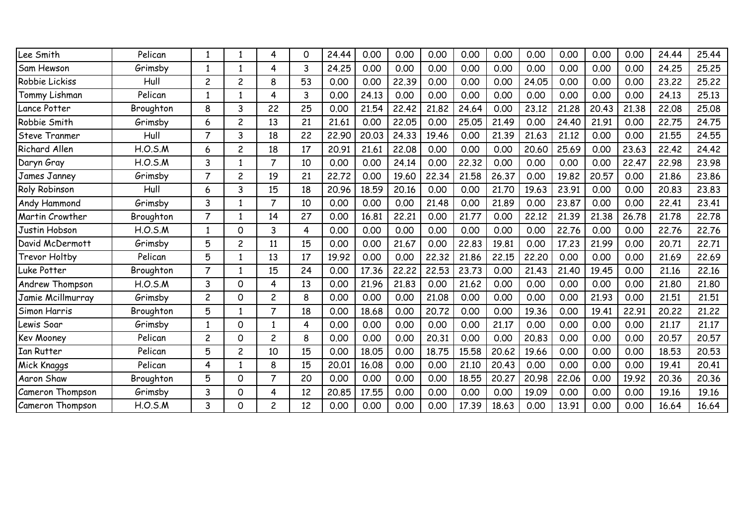| | | | | | | | | | | | | | | | | | |
|---|---|---|---|---|---|---|---|---|---|---|---|---|---|---|---|---|---|
| Lee Smith | Pelican | 1 | 1 | 4 | 0 | 24.44 | 0.00 | 0.00 | 0.00 | 0.00 | 0.00 | 0.00 | 0.00 | 0.00 | 0.00 | 24.44 | 25.44 |
| Sam Hewson | Grimsby | 1 | 1 | 4 | 3 | 24.25 | 0.00 | 0.00 | 0.00 | 0.00 | 0.00 | 0.00 | 0.00 | 0.00 | 0.00 | 24.25 | 25.25 |
| Robbie Lickiss | Hull | 2 | 2 | 8 | 53 | 0.00 | 0.00 | 22.39 | 0.00 | 0.00 | 0.00 | 24.05 | 0.00 | 0.00 | 0.00 | 23.22 | 25.22 |
| Tommy Lishman | Pelican | 1 | 1 | 4 | 3 | 0.00 | 24.13 | 0.00 | 0.00 | 0.00 | 0.00 | 0.00 | 0.00 | 0.00 | 0.00 | 24.13 | 25.13 |
| Lance Potter | Broughton | 8 | 3 | 22 | 25 | 0.00 | 21.54 | 22.42 | 21.82 | 24.64 | 0.00 | 23.12 | 21.28 | 20.43 | 21.38 | 22.08 | 25.08 |
| Robbie Smith | Grimsby | 6 | 2 | 13 | 21 | 21.61 | 0.00 | 22.05 | 0.00 | 25.05 | 21.49 | 0.00 | 24.40 | 21.91 | 0.00 | 22.75 | 24.75 |
| Steve Tranmer | Hull | 7 | 3 | 18 | 22 | 22.90 | 20.03 | 24.33 | 19.46 | 0.00 | 21.39 | 21.63 | 21.12 | 0.00 | 0.00 | 21.55 | 24.55 |
| Richard Allen | H.O.S.M | 6 | 2 | 18 | 17 | 20.91 | 21.61 | 22.08 | 0.00 | 0.00 | 0.00 | 20.60 | 25.69 | 0.00 | 23.63 | 22.42 | 24.42 |
| Daryn Gray | H.O.S.M | 3 | 1 | 7 | 10 | 0.00 | 0.00 | 24.14 | 0.00 | 22.32 | 0.00 | 0.00 | 0.00 | 0.00 | 22.47 | 22.98 | 23.98 |
| James Janney | Grimsby | 7 | 2 | 19 | 21 | 22.72 | 0.00 | 19.60 | 22.34 | 21.58 | 26.37 | 0.00 | 19.82 | 20.57 | 0.00 | 21.86 | 23.86 |
| Roly Robinson | Hull | 6 | 3 | 15 | 18 | 20.96 | 18.59 | 20.16 | 0.00 | 0.00 | 21.70 | 19.63 | 23.91 | 0.00 | 0.00 | 20.83 | 23.83 |
| Andy Hammond | Grimsby | 3 | 1 | 7 | 10 | 0.00 | 0.00 | 0.00 | 21.48 | 0.00 | 21.89 | 0.00 | 23.87 | 0.00 | 0.00 | 22.41 | 23.41 |
| Martin Crowther | Broughton | 7 | 1 | 14 | 27 | 0.00 | 16.81 | 22.21 | 0.00 | 21.77 | 0.00 | 22.12 | 21.39 | 21.38 | 26.78 | 21.78 | 22.78 |
| Justin Hobson | H.O.S.M | 1 | 0 | 3 | 4 | 0.00 | 0.00 | 0.00 | 0.00 | 0.00 | 0.00 | 0.00 | 22.76 | 0.00 | 0.00 | 22.76 | 22.76 |
| David McDermott | Grimsby | 5 | 2 | 11 | 15 | 0.00 | 0.00 | 21.67 | 0.00 | 22.83 | 19.81 | 0.00 | 17.23 | 21.99 | 0.00 | 20.71 | 22.71 |
| Trevor Holtby | Pelican | 5 | 1 | 13 | 17 | 19.92 | 0.00 | 0.00 | 22.32 | 21.86 | 22.15 | 22.20 | 0.00 | 0.00 | 0.00 | 21.69 | 22.69 |
| Luke Potter | Broughton | 7 | 1 | 15 | 24 | 0.00 | 17.36 | 22.22 | 22.53 | 23.73 | 0.00 | 21.43 | 21.40 | 19.45 | 0.00 | 21.16 | 22.16 |
| Andrew Thompson | H.O.S.M | 3 | 0 | 4 | 13 | 0.00 | 21.96 | 21.83 | 0.00 | 21.62 | 0.00 | 0.00 | 0.00 | 0.00 | 0.00 | 21.80 | 21.80 |
| Jamie Mcillmurray | Grimsby | 2 | 0 | 2 | 8 | 0.00 | 0.00 | 0.00 | 21.08 | 0.00 | 0.00 | 0.00 | 0.00 | 21.93 | 0.00 | 21.51 | 21.51 |
| Simon Harris | Broughton | 5 | 1 | 7 | 18 | 0.00 | 18.68 | 0.00 | 20.72 | 0.00 | 0.00 | 19.36 | 0.00 | 19.41 | 22.91 | 20.22 | 21.22 |
| Lewis Soar | Grimsby | 1 | 0 | 1 | 4 | 0.00 | 0.00 | 0.00 | 0.00 | 0.00 | 21.17 | 0.00 | 0.00 | 0.00 | 0.00 | 21.17 | 21.17 |
| Kev Mooney | Pelican | 2 | 0 | 2 | 8 | 0.00 | 0.00 | 0.00 | 20.31 | 0.00 | 0.00 | 20.83 | 0.00 | 0.00 | 0.00 | 20.57 | 20.57 |
| Ian Rutter | Pelican | 5 | 2 | 10 | 15 | 0.00 | 18.05 | 0.00 | 18.75 | 15.58 | 20.62 | 19.66 | 0.00 | 0.00 | 0.00 | 18.53 | 20.53 |
| Mick Knaggs | Pelican | 4 | 1 | 8 | 15 | 20.01 | 16.08 | 0.00 | 0.00 | 21.10 | 20.43 | 0.00 | 0.00 | 0.00 | 0.00 | 19.41 | 20.41 |
| Aaron Shaw | Broughton | 5 | 0 | 7 | 20 | 0.00 | 0.00 | 0.00 | 0.00 | 18.55 | 20.27 | 20.98 | 22.06 | 0.00 | 19.92 | 20.36 | 20.36 |
| Cameron Thompson | Grimsby | 3 | 0 | 4 | 12 | 20.85 | 17.55 | 0.00 | 0.00 | 0.00 | 0.00 | 19.09 | 0.00 | 0.00 | 0.00 | 19.16 | 19.16 |
| Cameron Thompson | H.O.S.M | 3 | 0 | 2 | 12 | 0.00 | 0.00 | 0.00 | 0.00 | 17.39 | 18.63 | 0.00 | 13.91 | 0.00 | 0.00 | 16.64 | 16.64 |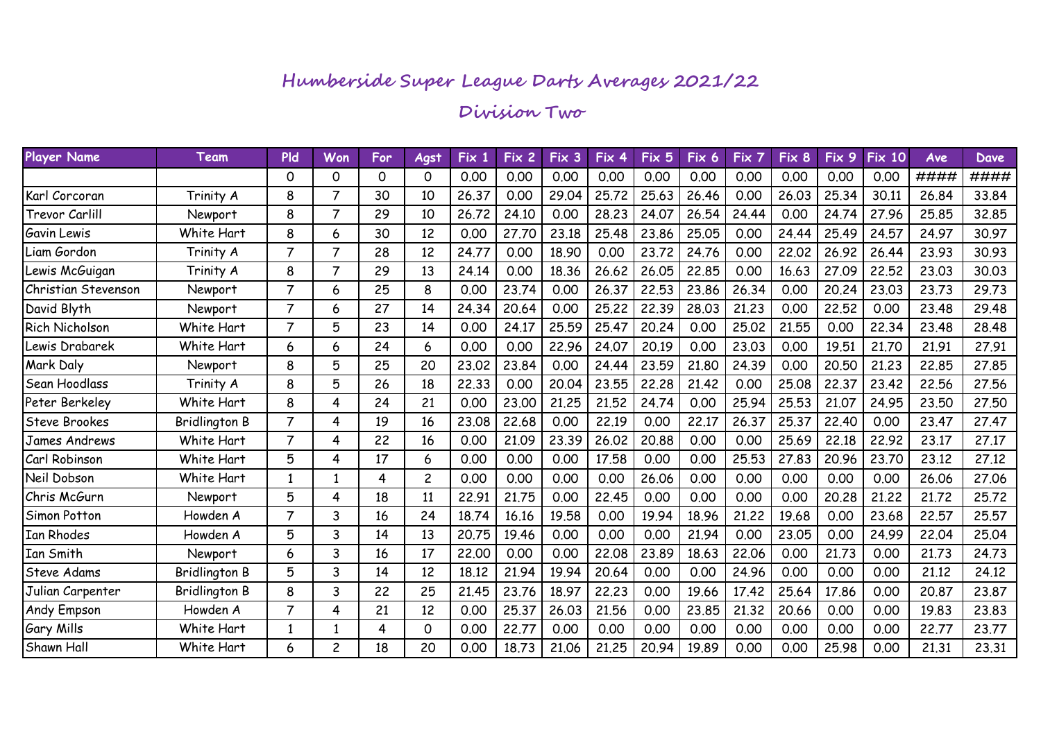# Humberside Super League Darts Averages 2021/22

## Division Two

| Player Name | Team | Pld | Won | For | Agst | Fix 1 | Fix 2 | Fix 3 | Fix 4 | Fix 5 | Fix 6 | Fix 7 | Fix 8 | Fix 9 | Fix 10 | Ave | Dave |
|---|---|---|---|---|---|---|---|---|---|---|---|---|---|---|---|---|---|
| | | 0 | 0 | 0 | 0 | 0.00 | 0.00 | 0.00 | 0.00 | 0.00 | 0.00 | 0.00 | 0.00 | 0.00 | 0.00 | #### | #### |
| Karl Corcoran | Trinity A | 8 | 7 | 30 | 10 | 26.37 | 0.00 | 29.04 | 25.72 | 25.63 | 26.46 | 0.00 | 26.03 | 25.34 | 30.11 | 26.84 | 33.84 |
| Trevor Carlill | Newport | 8 | 7 | 29 | 10 | 26.72 | 24.10 | 0.00 | 28.23 | 24.07 | 26.54 | 24.44 | 0.00 | 24.74 | 27.96 | 25.85 | 32.85 |
| Gavin Lewis | White Hart | 8 | 6 | 30 | 12 | 0.00 | 27.70 | 23.18 | 25.48 | 23.86 | 25.05 | 0.00 | 24.44 | 25.49 | 24.57 | 24.97 | 30.97 |
| Liam Gordon | Trinity A | 7 | 7 | 28 | 12 | 24.77 | 0.00 | 18.90 | 0.00 | 23.72 | 24.76 | 0.00 | 22.02 | 26.92 | 26.44 | 23.93 | 30.93 |
| Lewis McGuigan | Trinity A | 8 | 7 | 29 | 13 | 24.14 | 0.00 | 18.36 | 26.62 | 26.05 | 22.85 | 0.00 | 16.63 | 27.09 | 22.52 | 23.03 | 30.03 |
| Christian Stevenson | Newport | 7 | 6 | 25 | 8 | 0.00 | 23.74 | 0.00 | 26.37 | 22.53 | 23.86 | 26.34 | 0.00 | 20.24 | 23.03 | 23.73 | 29.73 |
| David Blyth | Newport | 7 | 6 | 27 | 14 | 24.34 | 20.64 | 0.00 | 25.22 | 22.39 | 28.03 | 21.23 | 0.00 | 22.52 | 0.00 | 23.48 | 29.48 |
| Rich Nicholson | White Hart | 7 | 5 | 23 | 14 | 0.00 | 24.17 | 25.59 | 25.47 | 20.24 | 0.00 | 25.02 | 21.55 | 0.00 | 22.34 | 23.48 | 28.48 |
| Lewis Drabarek | White Hart | 6 | 6 | 24 | 6 | 0.00 | 0.00 | 22.96 | 24.07 | 20.19 | 0.00 | 23.03 | 0.00 | 19.51 | 21.70 | 21.91 | 27.91 |
| Mark Daly | Newport | 8 | 5 | 25 | 20 | 23.02 | 23.84 | 0.00 | 24.44 | 23.59 | 21.80 | 24.39 | 0.00 | 20.50 | 21.23 | 22.85 | 27.85 |
| Sean Hoodlass | Trinity A | 8 | 5 | 26 | 18 | 22.33 | 0.00 | 20.04 | 23.55 | 22.28 | 21.42 | 0.00 | 25.08 | 22.37 | 23.42 | 22.56 | 27.56 |
| Peter Berkeley | White Hart | 8 | 4 | 24 | 21 | 0.00 | 23.00 | 21.25 | 21.52 | 24.74 | 0.00 | 25.94 | 25.53 | 21.07 | 24.95 | 23.50 | 27.50 |
| Steve Brookes | Bridlington B | 7 | 4 | 19 | 16 | 23.08 | 22.68 | 0.00 | 22.19 | 0.00 | 22.17 | 26.37 | 25.37 | 22.40 | 0.00 | 23.47 | 27.47 |
| James Andrews | White Hart | 7 | 4 | 22 | 16 | 0.00 | 21.09 | 23.39 | 26.02 | 20.88 | 0.00 | 0.00 | 25.69 | 22.18 | 22.92 | 23.17 | 27.17 |
| Carl Robinson | White Hart | 5 | 4 | 17 | 6 | 0.00 | 0.00 | 0.00 | 17.58 | 0.00 | 0.00 | 25.53 | 27.83 | 20.96 | 23.70 | 23.12 | 27.12 |
| Neil Dobson | White Hart | 1 | 1 | 4 | 2 | 0.00 | 0.00 | 0.00 | 0.00 | 26.06 | 0.00 | 0.00 | 0.00 | 0.00 | 0.00 | 26.06 | 27.06 |
| Chris McGurn | Newport | 5 | 4 | 18 | 11 | 22.91 | 21.75 | 0.00 | 22.45 | 0.00 | 0.00 | 0.00 | 0.00 | 20.28 | 21.22 | 21.72 | 25.72 |
| Simon Potton | Howden A | 7 | 3 | 16 | 24 | 18.74 | 16.16 | 19.58 | 0.00 | 19.94 | 18.96 | 21.22 | 19.68 | 0.00 | 23.68 | 22.57 | 25.57 |
| Ian Rhodes | Howden A | 5 | 3 | 14 | 13 | 20.75 | 19.46 | 0.00 | 0.00 | 0.00 | 21.94 | 0.00 | 23.05 | 0.00 | 24.99 | 22.04 | 25.04 |
| Ian Smith | Newport | 6 | 3 | 16 | 17 | 22.00 | 0.00 | 0.00 | 22.08 | 23.89 | 18.63 | 22.06 | 0.00 | 21.73 | 0.00 | 21.73 | 24.73 |
| Steve Adams | Bridlington B | 5 | 3 | 14 | 12 | 18.12 | 21.94 | 19.94 | 20.64 | 0.00 | 0.00 | 24.96 | 0.00 | 0.00 | 0.00 | 21.12 | 24.12 |
| Julian Carpenter | Bridlington B | 8 | 3 | 22 | 25 | 21.45 | 23.76 | 18.97 | 22.23 | 0.00 | 19.66 | 17.42 | 25.64 | 17.86 | 0.00 | 20.87 | 23.87 |
| Andy Empson | Howden A | 7 | 4 | 21 | 12 | 0.00 | 25.37 | 26.03 | 21.56 | 0.00 | 23.85 | 21.32 | 20.66 | 0.00 | 0.00 | 19.83 | 23.83 |
| Gary Mills | White Hart | 1 | 1 | 4 | 0 | 0.00 | 22.77 | 0.00 | 0.00 | 0.00 | 0.00 | 0.00 | 0.00 | 0.00 | 0.00 | 22.77 | 23.77 |
| Shawn Hall | White Hart | 6 | 2 | 18 | 20 | 0.00 | 18.73 | 21.06 | 21.25 | 20.94 | 19.89 | 0.00 | 0.00 | 25.98 | 0.00 | 21.31 | 23.31 |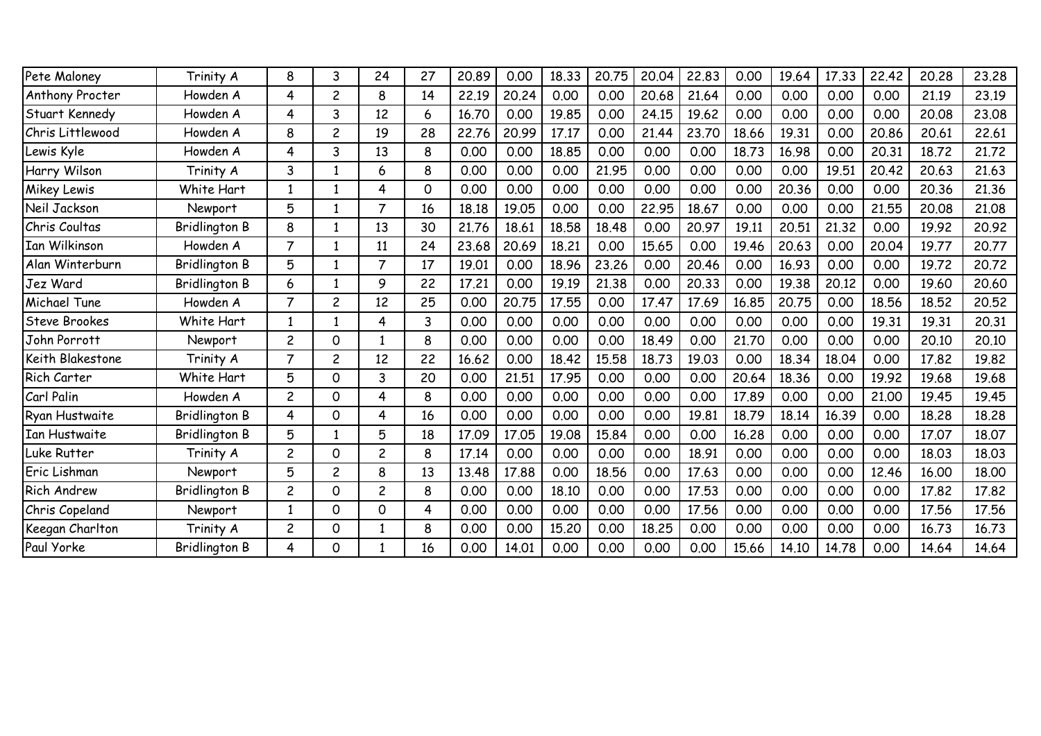| | | | | | | | | | | | | | | | | | |
|---|---|---|---|---|---|---|---|---|---|---|---|---|---|---|---|---|---|
| Pete Maloney | Trinity A | 8 | 3 | 24 | 27 | 20.89 | 0.00 | 18.33 | 20.75 | 20.04 | 22.83 | 0.00 | 19.64 | 17.33 | 22.42 | 20.28 | 23.28 |
| Anthony Procter | Howden A | 4 | 2 | 8 | 14 | 22.19 | 20.24 | 0.00 | 0.00 | 20.68 | 21.64 | 0.00 | 0.00 | 0.00 | 0.00 | 21.19 | 23.19 |
| Stuart Kennedy | Howden A | 4 | 3 | 12 | 6 | 16.70 | 0.00 | 19.85 | 0.00 | 24.15 | 19.62 | 0.00 | 0.00 | 0.00 | 0.00 | 20.08 | 23.08 |
| Chris Littlewood | Howden A | 8 | 2 | 19 | 28 | 22.76 | 20.99 | 17.17 | 0.00 | 21.44 | 23.70 | 18.66 | 19.31 | 0.00 | 20.86 | 20.61 | 22.61 |
| Lewis Kyle | Howden A | 4 | 3 | 13 | 8 | 0.00 | 0.00 | 18.85 | 0.00 | 0.00 | 0.00 | 18.73 | 16.98 | 0.00 | 20.31 | 18.72 | 21.72 |
| Harry Wilson | Trinity A | 3 | 1 | 6 | 8 | 0.00 | 0.00 | 0.00 | 21.95 | 0.00 | 0.00 | 0.00 | 0.00 | 19.51 | 20.42 | 20.63 | 21.63 |
| Mikey Lewis | White Hart | 1 | 1 | 4 | 0 | 0.00 | 0.00 | 0.00 | 0.00 | 0.00 | 0.00 | 0.00 | 20.36 | 0.00 | 0.00 | 20.36 | 21.36 |
| Neil Jackson | Newport | 5 | 1 | 7 | 16 | 18.18 | 19.05 | 0.00 | 0.00 | 22.95 | 18.67 | 0.00 | 0.00 | 0.00 | 21.55 | 20.08 | 21.08 |
| Chris Coultas | Bridlington B | 8 | 1 | 13 | 30 | 21.76 | 18.61 | 18.58 | 18.48 | 0.00 | 20.97 | 19.11 | 20.51 | 21.32 | 0.00 | 19.92 | 20.92 |
| Ian Wilkinson | Howden A | 7 | 1 | 11 | 24 | 23.68 | 20.69 | 18.21 | 0.00 | 15.65 | 0.00 | 19.46 | 20.63 | 0.00 | 20.04 | 19.77 | 20.77 |
| Alan Winterburn | Bridlington B | 5 | 1 | 7 | 17 | 19.01 | 0.00 | 18.96 | 23.26 | 0.00 | 20.46 | 0.00 | 16.93 | 0.00 | 0.00 | 19.72 | 20.72 |
| Jez Ward | Bridlington B | 6 | 1 | 9 | 22 | 17.21 | 0.00 | 19.19 | 21.38 | 0.00 | 20.33 | 0.00 | 19.38 | 20.12 | 0.00 | 19.60 | 20.60 |
| Michael Tune | Howden A | 7 | 2 | 12 | 25 | 0.00 | 20.75 | 17.55 | 0.00 | 17.47 | 17.69 | 16.85 | 20.75 | 0.00 | 18.56 | 18.52 | 20.52 |
| Steve Brookes | White Hart | 1 | 1 | 4 | 3 | 0.00 | 0.00 | 0.00 | 0.00 | 0.00 | 0.00 | 0.00 | 0.00 | 0.00 | 19.31 | 19.31 | 20.31 |
| John Porrott | Newport | 2 | 0 | 1 | 8 | 0.00 | 0.00 | 0.00 | 0.00 | 18.49 | 0.00 | 21.70 | 0.00 | 0.00 | 0.00 | 20.10 | 20.10 |
| Keith Blakestone | Trinity A | 7 | 2 | 12 | 22 | 16.62 | 0.00 | 18.42 | 15.58 | 18.73 | 19.03 | 0.00 | 18.34 | 18.04 | 0.00 | 17.82 | 19.82 |
| Rich Carter | White Hart | 5 | 0 | 3 | 20 | 0.00 | 21.51 | 17.95 | 0.00 | 0.00 | 0.00 | 20.64 | 18.36 | 0.00 | 19.92 | 19.68 | 19.68 |
| Carl Palin | Howden A | 2 | 0 | 4 | 8 | 0.00 | 0.00 | 0.00 | 0.00 | 0.00 | 0.00 | 17.89 | 0.00 | 0.00 | 21.00 | 19.45 | 19.45 |
| Ryan Hustwaite | Bridlington B | 4 | 0 | 4 | 16 | 0.00 | 0.00 | 0.00 | 0.00 | 0.00 | 19.81 | 18.79 | 18.14 | 16.39 | 0.00 | 18.28 | 18.28 |
| Ian Hustwaite | Bridlington B | 5 | 1 | 5 | 18 | 17.09 | 17.05 | 19.08 | 15.84 | 0.00 | 0.00 | 16.28 | 0.00 | 0.00 | 0.00 | 17.07 | 18.07 |
| Luke Rutter | Trinity A | 2 | 0 | 2 | 8 | 17.14 | 0.00 | 0.00 | 0.00 | 0.00 | 18.91 | 0.00 | 0.00 | 0.00 | 0.00 | 18.03 | 18.03 |
| Eric Lishman | Newport | 5 | 2 | 8 | 13 | 13.48 | 17.88 | 0.00 | 18.56 | 0.00 | 17.63 | 0.00 | 0.00 | 0.00 | 12.46 | 16.00 | 18.00 |
| Rich Andrew | Bridlington B | 2 | 0 | 2 | 8 | 0.00 | 0.00 | 18.10 | 0.00 | 0.00 | 17.53 | 0.00 | 0.00 | 0.00 | 0.00 | 17.82 | 17.82 |
| Chris Copeland | Newport | 1 | 0 | 0 | 4 | 0.00 | 0.00 | 0.00 | 0.00 | 0.00 | 17.56 | 0.00 | 0.00 | 0.00 | 0.00 | 17.56 | 17.56 |
| Keegan Charlton | Trinity A | 2 | 0 | 1 | 8 | 0.00 | 0.00 | 15.20 | 0.00 | 18.25 | 0.00 | 0.00 | 0.00 | 0.00 | 0.00 | 16.73 | 16.73 |
| Paul Yorke | Bridlington B | 4 | 0 | 1 | 16 | 0.00 | 14.01 | 0.00 | 0.00 | 0.00 | 0.00 | 15.66 | 14.10 | 14.78 | 0.00 | 14.64 | 14.64 |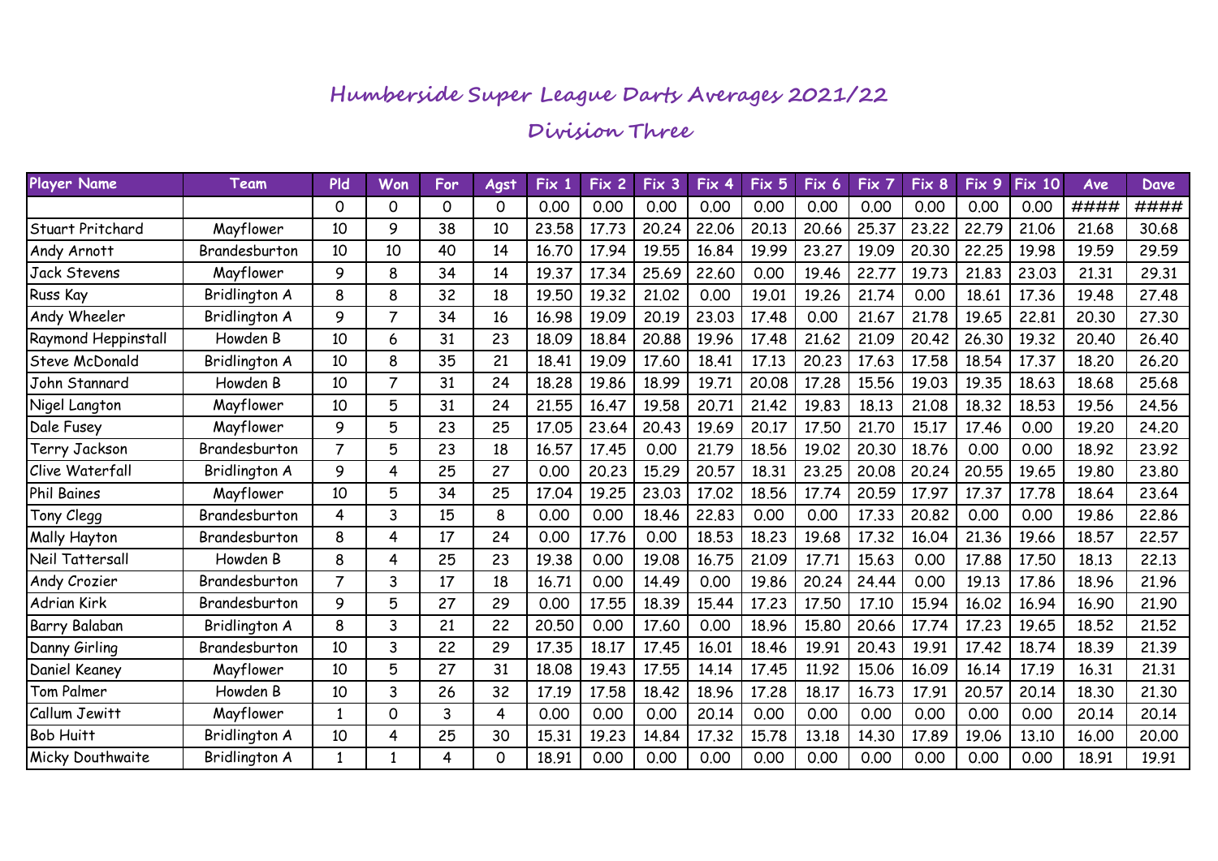# Humberside Super League Darts Averages 2021/22

## Division Three

| Player Name | Team | Pld | Won | For | Agst | Fix 1 | Fix 2 | Fix 3 | Fix 4 | Fix 5 | Fix 6 | Fix 7 | Fix 8 | Fix 9 | Fix 10 | Ave | Dave |
|---|---|---|---|---|---|---|---|---|---|---|---|---|---|---|---|---|---|
| | | 0 | 0 | 0 | 0 | 0.00 | 0.00 | 0.00 | 0.00 | 0.00 | 0.00 | 0.00 | 0.00 | 0.00 | 0.00 | #### | #### |
| Stuart Pritchard | Mayflower | 10 | 9 | 38 | 10 | 23.58 | 17.73 | 20.24 | 22.06 | 20.13 | 20.66 | 25.37 | 23.22 | 22.79 | 21.06 | 21.68 | 30.68 |
| Andy Arnott | Brandesburton | 10 | 10 | 40 | 14 | 16.70 | 17.94 | 19.55 | 16.84 | 19.99 | 23.27 | 19.09 | 20.30 | 22.25 | 19.98 | 19.59 | 29.59 |
| Jack Stevens | Mayflower | 9 | 8 | 34 | 14 | 19.37 | 17.34 | 25.69 | 22.60 | 0.00 | 19.46 | 22.77 | 19.73 | 21.83 | 23.03 | 21.31 | 29.31 |
| Russ Kay | Bridlington A | 8 | 8 | 32 | 18 | 19.50 | 19.32 | 21.02 | 0.00 | 19.01 | 19.26 | 21.74 | 0.00 | 18.61 | 17.36 | 19.48 | 27.48 |
| Andy Wheeler | Bridlington A | 9 | 7 | 34 | 16 | 16.98 | 19.09 | 20.19 | 23.03 | 17.48 | 0.00 | 21.67 | 21.78 | 19.65 | 22.81 | 20.30 | 27.30 |
| Raymond Heppinstall | Howden B | 10 | 6 | 31 | 23 | 18.09 | 18.84 | 20.88 | 19.96 | 17.48 | 21.62 | 21.09 | 20.42 | 26.30 | 19.32 | 20.40 | 26.40 |
| Steve McDonald | Bridlington A | 10 | 8 | 35 | 21 | 18.41 | 19.09 | 17.60 | 18.41 | 17.13 | 20.23 | 17.63 | 17.58 | 18.54 | 17.37 | 18.20 | 26.20 |
| John Stannard | Howden B | 10 | 7 | 31 | 24 | 18.28 | 19.86 | 18.99 | 19.71 | 20.08 | 17.28 | 15.56 | 19.03 | 19.35 | 18.63 | 18.68 | 25.68 |
| Nigel Langton | Mayflower | 10 | 5 | 31 | 24 | 21.55 | 16.47 | 19.58 | 20.71 | 21.42 | 19.83 | 18.13 | 21.08 | 18.32 | 18.53 | 19.56 | 24.56 |
| Dale Fusey | Mayflower | 9 | 5 | 23 | 25 | 17.05 | 23.64 | 20.43 | 19.69 | 20.17 | 17.50 | 21.70 | 15.17 | 17.46 | 0.00 | 19.20 | 24.20 |
| Terry Jackson | Brandesburton | 7 | 5 | 23 | 18 | 16.57 | 17.45 | 0.00 | 21.79 | 18.56 | 19.02 | 20.30 | 18.76 | 0.00 | 0.00 | 18.92 | 23.92 |
| Clive Waterfall | Bridlington A | 9 | 4 | 25 | 27 | 0.00 | 20.23 | 15.29 | 20.57 | 18.31 | 23.25 | 20.08 | 20.24 | 20.55 | 19.65 | 19.80 | 23.80 |
| Phil Baines | Mayflower | 10 | 5 | 34 | 25 | 17.04 | 19.25 | 23.03 | 17.02 | 18.56 | 17.74 | 20.59 | 17.97 | 17.37 | 17.78 | 18.64 | 23.64 |
| Tony Clegg | Brandesburton | 4 | 3 | 15 | 8 | 0.00 | 0.00 | 18.46 | 22.83 | 0.00 | 0.00 | 17.33 | 20.82 | 0.00 | 0.00 | 19.86 | 22.86 |
| Mally Hayton | Brandesburton | 8 | 4 | 17 | 24 | 0.00 | 17.76 | 0.00 | 18.53 | 18.23 | 19.68 | 17.32 | 16.04 | 21.36 | 19.66 | 18.57 | 22.57 |
| Neil Tattersall | Howden B | 8 | 4 | 25 | 23 | 19.38 | 0.00 | 19.08 | 16.75 | 21.09 | 17.71 | 15.63 | 0.00 | 17.88 | 17.50 | 18.13 | 22.13 |
| Andy Crozier | Brandesburton | 7 | 3 | 17 | 18 | 16.71 | 0.00 | 14.49 | 0.00 | 19.86 | 20.24 | 24.44 | 0.00 | 19.13 | 17.86 | 18.96 | 21.96 |
| Adrian Kirk | Brandesburton | 9 | 5 | 27 | 29 | 0.00 | 17.55 | 18.39 | 15.44 | 17.23 | 17.50 | 17.10 | 15.94 | 16.02 | 16.94 | 16.90 | 21.90 |
| Barry Balaban | Bridlington A | 8 | 3 | 21 | 22 | 20.50 | 0.00 | 17.60 | 0.00 | 18.96 | 15.80 | 20.66 | 17.74 | 17.23 | 19.65 | 18.52 | 21.52 |
| Danny Girling | Brandesburton | 10 | 3 | 22 | 29 | 17.35 | 18.17 | 17.45 | 16.01 | 18.46 | 19.91 | 20.43 | 19.91 | 17.42 | 18.74 | 18.39 | 21.39 |
| Daniel Keaney | Mayflower | 10 | 5 | 27 | 31 | 18.08 | 19.43 | 17.55 | 14.14 | 17.45 | 11.92 | 15.06 | 16.09 | 16.14 | 17.19 | 16.31 | 21.31 |
| Tom Palmer | Howden B | 10 | 3 | 26 | 32 | 17.19 | 17.58 | 18.42 | 18.96 | 17.28 | 18.17 | 16.73 | 17.91 | 20.57 | 20.14 | 18.30 | 21.30 |
| Callum Jewitt | Mayflower | 1 | 0 | 3 | 4 | 0.00 | 0.00 | 0.00 | 20.14 | 0.00 | 0.00 | 0.00 | 0.00 | 0.00 | 0.00 | 20.14 | 20.14 |
| Bob Huitt | Bridlington A | 10 | 4 | 25 | 30 | 15.31 | 19.23 | 14.84 | 17.32 | 15.78 | 13.18 | 14.30 | 17.89 | 19.06 | 13.10 | 16.00 | 20.00 |
| Micky Douthwaite | Bridlington A | 1 | 1 | 4 | 0 | 18.91 | 0.00 | 0.00 | 0.00 | 0.00 | 0.00 | 0.00 | 0.00 | 0.00 | 0.00 | 18.91 | 19.91 |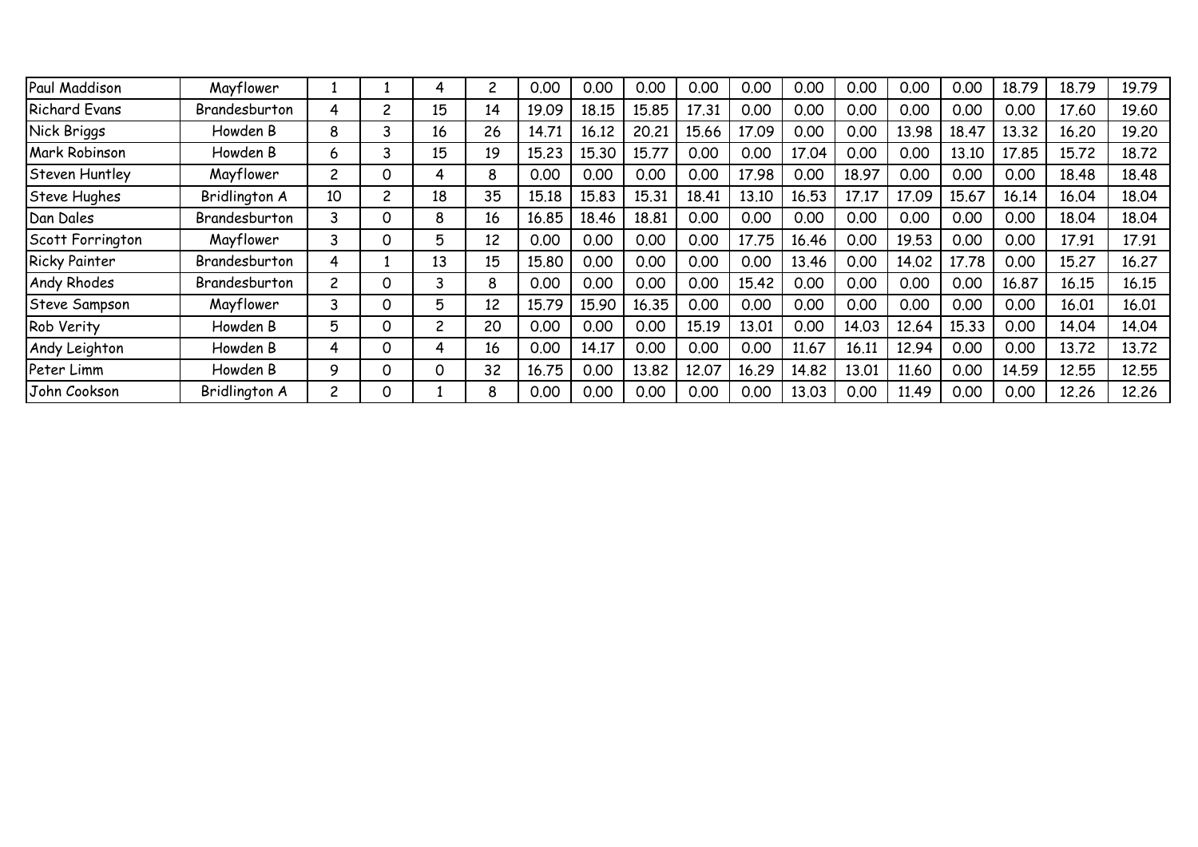| | | | | | | | | | | | | | | | | | |
|---|---|---|---|---|---|---|---|---|---|---|---|---|---|---|---|---|---|
| Paul Maddison | Mayflower | 1 | 1 | 4 | 2 | 0.00 | 0.00 | 0.00 | 0.00 | 0.00 | 0.00 | 0.00 | 0.00 | 0.00 | 18.79 | 18.79 | 19.79 |
| Richard Evans | Brandesburton | 4 | 2 | 15 | 14 | 19.09 | 18.15 | 15.85 | 17.31 | 0.00 | 0.00 | 0.00 | 0.00 | 0.00 | 0.00 | 17.60 | 19.60 |
| Nick Briggs | Howden B | 8 | 3 | 16 | 26 | 14.71 | 16.12 | 20.21 | 15.66 | 17.09 | 0.00 | 0.00 | 13.98 | 18.47 | 13.32 | 16.20 | 19.20 |
| Mark Robinson | Howden B | 6 | 3 | 15 | 19 | 15.23 | 15.30 | 15.77 | 0.00 | 0.00 | 17.04 | 0.00 | 0.00 | 13.10 | 17.85 | 15.72 | 18.72 |
| Steven Huntley | Mayflower | 2 | 0 | 4 | 8 | 0.00 | 0.00 | 0.00 | 0.00 | 17.98 | 0.00 | 18.97 | 0.00 | 0.00 | 0.00 | 18.48 | 18.48 |
| Steve Hughes | Bridlington A | 10 | 2 | 18 | 35 | 15.18 | 15.83 | 15.31 | 18.41 | 13.10 | 16.53 | 17.17 | 17.09 | 15.67 | 16.14 | 16.04 | 18.04 |
| Dan Dales | Brandesburton | 3 | 0 | 8 | 16 | 16.85 | 18.46 | 18.81 | 0.00 | 0.00 | 0.00 | 0.00 | 0.00 | 0.00 | 0.00 | 18.04 | 18.04 |
| Scott Forrington | Mayflower | 3 | 0 | 5 | 12 | 0.00 | 0.00 | 0.00 | 0.00 | 17.75 | 16.46 | 0.00 | 19.53 | 0.00 | 0.00 | 17.91 | 17.91 |
| Ricky Painter | Brandesburton | 4 | 1 | 13 | 15 | 15.80 | 0.00 | 0.00 | 0.00 | 0.00 | 13.46 | 0.00 | 14.02 | 17.78 | 0.00 | 15.27 | 16.27 |
| Andy Rhodes | Brandesburton | 2 | 0 | 3 | 8 | 0.00 | 0.00 | 0.00 | 0.00 | 15.42 | 0.00 | 0.00 | 0.00 | 0.00 | 16.87 | 16.15 | 16.15 |
| Steve Sampson | Mayflower | 3 | 0 | 5 | 12 | 15.79 | 15.90 | 16.35 | 0.00 | 0.00 | 0.00 | 0.00 | 0.00 | 0.00 | 0.00 | 16.01 | 16.01 |
| Rob Verity | Howden B | 5 | 0 | 2 | 20 | 0.00 | 0.00 | 0.00 | 15.19 | 13.01 | 0.00 | 14.03 | 12.64 | 15.33 | 0.00 | 14.04 | 14.04 |
| Andy Leighton | Howden B | 4 | 0 | 4 | 16 | 0.00 | 14.17 | 0.00 | 0.00 | 0.00 | 11.67 | 16.11 | 12.94 | 0.00 | 0.00 | 13.72 | 13.72 |
| Peter Limm | Howden B | 9 | 0 | 0 | 32 | 16.75 | 0.00 | 13.82 | 12.07 | 16.29 | 14.82 | 13.01 | 11.60 | 0.00 | 14.59 | 12.55 | 12.55 |
| John Cookson | Bridlington A | 2 | 0 | 1 | 8 | 0.00 | 0.00 | 0.00 | 0.00 | 0.00 | 13.03 | 0.00 | 11.49 | 0.00 | 0.00 | 12.26 | 12.26 |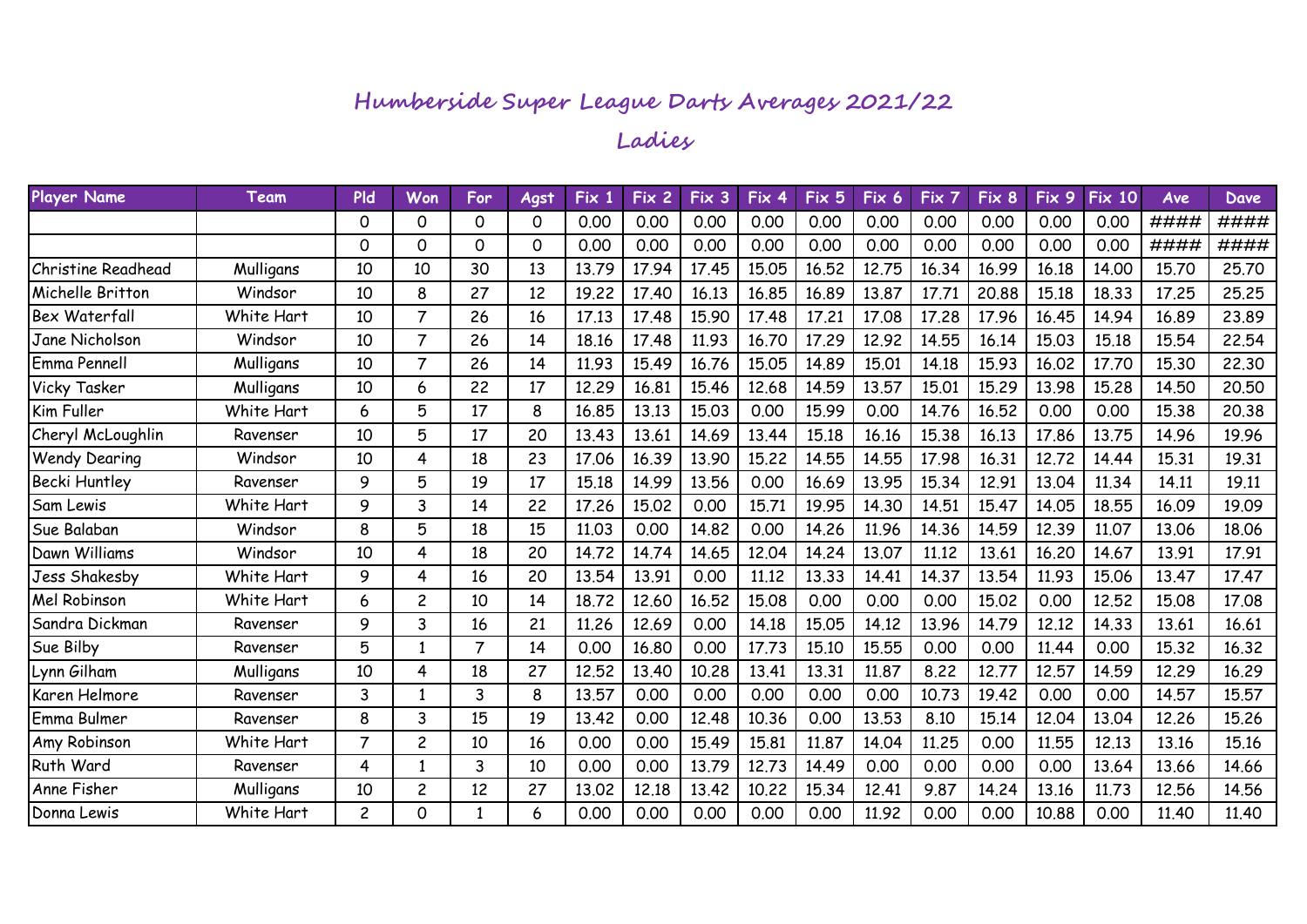# Humberside Super League Darts Averages 2021/22

## Ladies

| Player Name | Team | Pld | Won | For | Agst | Fix 1 | Fix 2 | Fix 3 | Fix 4 | Fix 5 | Fix 6 | Fix 7 | Fix 8 | Fix 9 | Fix 10 | Ave | Dave |
|---|---|---|---|---|---|---|---|---|---|---|---|---|---|---|---|---|---|
| | | 0 | 0 | 0 | 0 | 0.00 | 0.00 | 0.00 | 0.00 | 0.00 | 0.00 | 0.00 | 0.00 | 0.00 | 0.00 | #### | #### |
| | | 0 | 0 | 0 | 0 | 0.00 | 0.00 | 0.00 | 0.00 | 0.00 | 0.00 | 0.00 | 0.00 | 0.00 | 0.00 | #### | #### |
| Christine Readhead | Mulligans | 10 | 10 | 30 | 13 | 13.79 | 17.94 | 17.45 | 15.05 | 16.52 | 12.75 | 16.34 | 16.99 | 16.18 | 14.00 | 15.70 | 25.70 |
| Michelle Britton | Windsor | 10 | 8 | 27 | 12 | 19.22 | 17.40 | 16.13 | 16.85 | 16.89 | 13.87 | 17.71 | 20.88 | 15.18 | 18.33 | 17.25 | 25.25 |
| Bex Waterfall | White Hart | 10 | 7 | 26 | 16 | 17.13 | 17.48 | 15.90 | 17.48 | 17.21 | 17.08 | 17.28 | 17.96 | 16.45 | 14.94 | 16.89 | 23.89 |
| Jane Nicholson | Windsor | 10 | 7 | 26 | 14 | 18.16 | 17.48 | 11.93 | 16.70 | 17.29 | 12.92 | 14.55 | 16.14 | 15.03 | 15.18 | 15.54 | 22.54 |
| Emma Pennell | Mulligans | 10 | 7 | 26 | 14 | 11.93 | 15.49 | 16.76 | 15.05 | 14.89 | 15.01 | 14.18 | 15.93 | 16.02 | 17.70 | 15.30 | 22.30 |
| Vicky Tasker | Mulligans | 10 | 6 | 22 | 17 | 12.29 | 16.81 | 15.46 | 12.68 | 14.59 | 13.57 | 15.01 | 15.29 | 13.98 | 15.28 | 14.50 | 20.50 |
| Kim Fuller | White Hart | 6 | 5 | 17 | 8 | 16.85 | 13.13 | 15.03 | 0.00 | 15.99 | 0.00 | 14.76 | 16.52 | 0.00 | 0.00 | 15.38 | 20.38 |
| Cheryl McLoughlin | Ravenser | 10 | 5 | 17 | 20 | 13.43 | 13.61 | 14.69 | 13.44 | 15.18 | 16.16 | 15.38 | 16.13 | 17.86 | 13.75 | 14.96 | 19.96 |
| Wendy Dearing | Windsor | 10 | 4 | 18 | 23 | 17.06 | 16.39 | 13.90 | 15.22 | 14.55 | 14.55 | 17.98 | 16.31 | 12.72 | 14.44 | 15.31 | 19.31 |
| Becki Huntley | Ravenser | 9 | 5 | 19 | 17 | 15.18 | 14.99 | 13.56 | 0.00 | 16.69 | 13.95 | 15.34 | 12.91 | 13.04 | 11.34 | 14.11 | 19.11 |
| Sam Lewis | White Hart | 9 | 3 | 14 | 22 | 17.26 | 15.02 | 0.00 | 15.71 | 19.95 | 14.30 | 14.51 | 15.47 | 14.05 | 18.55 | 16.09 | 19.09 |
| Sue Balaban | Windsor | 8 | 5 | 18 | 15 | 11.03 | 0.00 | 14.82 | 0.00 | 14.26 | 11.96 | 14.36 | 14.59 | 12.39 | 11.07 | 13.06 | 18.06 |
| Dawn Williams | Windsor | 10 | 4 | 18 | 20 | 14.72 | 14.74 | 14.65 | 12.04 | 14.24 | 13.07 | 11.12 | 13.61 | 16.20 | 14.67 | 13.91 | 17.91 |
| Jess Shakesby | White Hart | 9 | 4 | 16 | 20 | 13.54 | 13.91 | 0.00 | 11.12 | 13.33 | 14.41 | 14.37 | 13.54 | 11.93 | 15.06 | 13.47 | 17.47 |
| Mel Robinson | White Hart | 6 | 2 | 10 | 14 | 18.72 | 12.60 | 16.52 | 15.08 | 0.00 | 0.00 | 0.00 | 15.02 | 0.00 | 12.52 | 15.08 | 17.08 |
| Sandra Dickman | Ravenser | 9 | 3 | 16 | 21 | 11.26 | 12.69 | 0.00 | 14.18 | 15.05 | 14.12 | 13.96 | 14.79 | 12.12 | 14.33 | 13.61 | 16.61 |
| Sue Bilby | Ravenser | 5 | 1 | 7 | 14 | 0.00 | 16.80 | 0.00 | 17.73 | 15.10 | 15.55 | 0.00 | 0.00 | 11.44 | 0.00 | 15.32 | 16.32 |
| Lynn Gilham | Mulligans | 10 | 4 | 18 | 27 | 12.52 | 13.40 | 10.28 | 13.41 | 13.31 | 11.87 | 8.22 | 12.77 | 12.57 | 14.59 | 12.29 | 16.29 |
| Karen Helmore | Ravenser | 3 | 1 | 3 | 8 | 13.57 | 0.00 | 0.00 | 0.00 | 0.00 | 0.00 | 10.73 | 19.42 | 0.00 | 0.00 | 14.57 | 15.57 |
| Emma Bulmer | Ravenser | 8 | 3 | 15 | 19 | 13.42 | 0.00 | 12.48 | 10.36 | 0.00 | 13.53 | 8.10 | 15.14 | 12.04 | 13.04 | 12.26 | 15.26 |
| Amy Robinson | White Hart | 7 | 2 | 10 | 16 | 0.00 | 0.00 | 15.49 | 15.81 | 11.87 | 14.04 | 11.25 | 0.00 | 11.55 | 12.13 | 13.16 | 15.16 |
| Ruth Ward | Ravenser | 4 | 1 | 3 | 10 | 0.00 | 0.00 | 13.79 | 12.73 | 14.49 | 0.00 | 0.00 | 0.00 | 0.00 | 13.64 | 13.66 | 14.66 |
| Anne Fisher | Mulligans | 10 | 2 | 12 | 27 | 13.02 | 12.18 | 13.42 | 10.22 | 15.34 | 12.41 | 9.87 | 14.24 | 13.16 | 11.73 | 12.56 | 14.56 |
| Donna Lewis | White Hart | 2 | 0 | 1 | 6 | 0.00 | 0.00 | 0.00 | 0.00 | 0.00 | 11.92 | 0.00 | 0.00 | 10.88 | 0.00 | 11.40 | 11.40 |